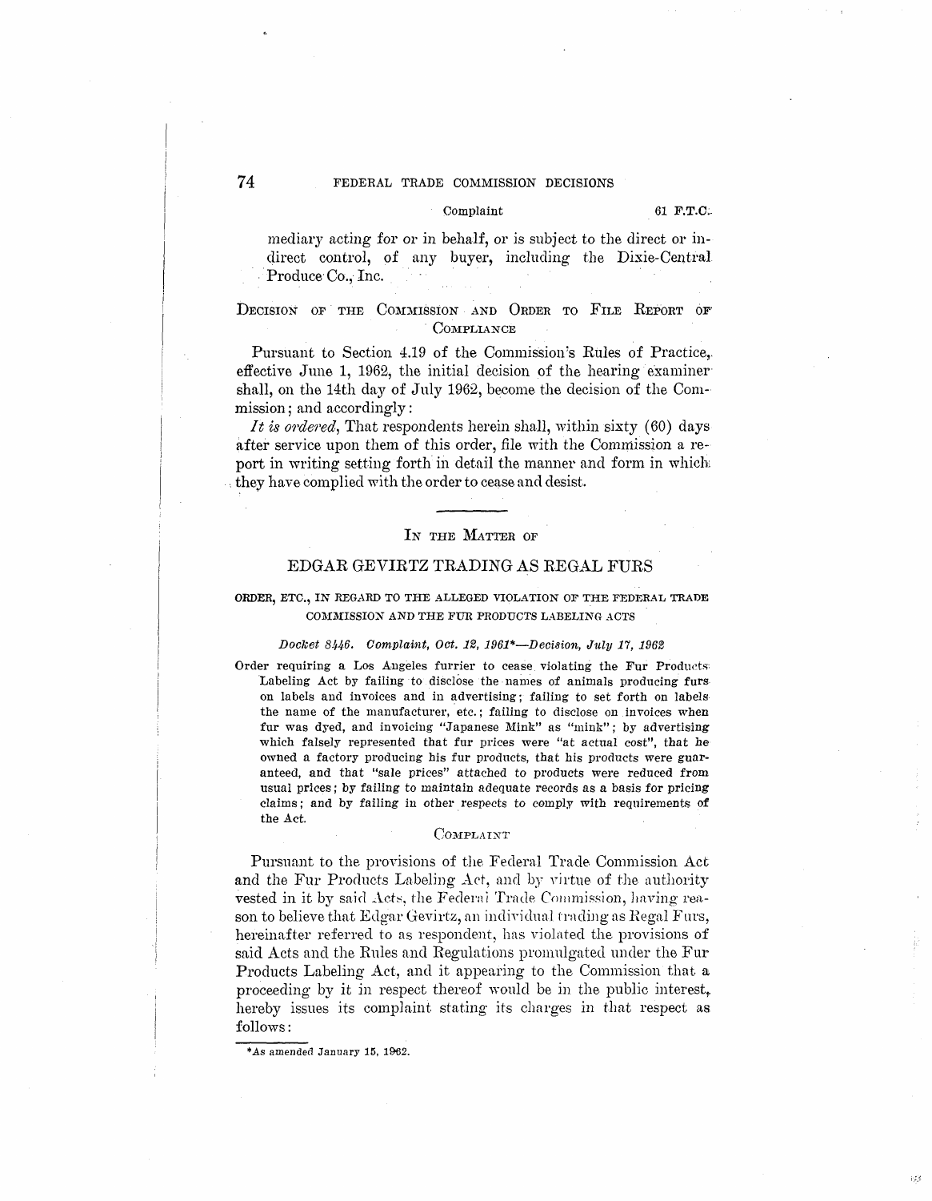mediary acting for or in behalf, or is subject to the direct or indirect control, of any buyer, including the Dixie-Central Produce Co., Inc.

## DECISION OF THE COMMISSION AND ORDER TO FILE REPORT OF COMPLIANCE

Pursuant to Section 4.19 of the Commission's Rules of Practice, effective June 1, 1962, the initial decision of the hearing examiner shall, on the 14th day of July 1962, become the decision of the Commission; and accordingly:

*It is ordered*, That respondents herein shall, within sixty (60) days after service upon them of this order, file with the Commission a report in writing setting forth in detail the manner and form in which they have complied with the order to cease and desist.

---

## IN THE MATTER OF

## EDGAR GEVIRTZ TRADING AS REGAL FURS

### ORDER, ETC., IN REGARD TO THE ALLEGED VIOLATION OF THE FEDERAL TRADE COMMISSION AND THE FUR PRODUCTS LABELING ACTS

*Docket 8446. Complaint, Oct. 12, 1961\*—Decision, July 17, 1962*

Order requiring a Los Angeles furrier to cease violating the Fur Products Labeling Act by failing to disclose the names of animals producing furs on labels and invoices and in advertising; failing to set forth on labels the name of the manufacturer, etc.; failing to disclose on invoices when fur was dyed, and invoicing "Japanese Mink" as "mink"; by advertising which falsely represented that fur prices were "at actual cost", that he owned a factory producing his fur products, that his products were guaranteed, and that "sale prices" attached to products were reduced from usual prices; by failing to maintain adequate records as a basis for pricing claims; and by failing in other respects to comply with requirements of the Act.

## COMPLAINT

Pursuant to the provisions of the Federal Trade Commission Act and the Fur Products Labeling Act, and by virtue of the authority vested in it by said Acts, the Federal Trade Commission, having reason to believe that Edgar Gevirtz, an individual trading as Regal Furs, hereinafter referred to as respondent, has violated the provisions of said Acts and the Rules and Regulations promulgated under the Fur Products Labeling Act, and it appearing to the Commission that a proceeding by it in respect thereof would be in the public interest, hereby issues its complaint stating its charges in that respect as follows:

---

\*As amended January 15, 1962.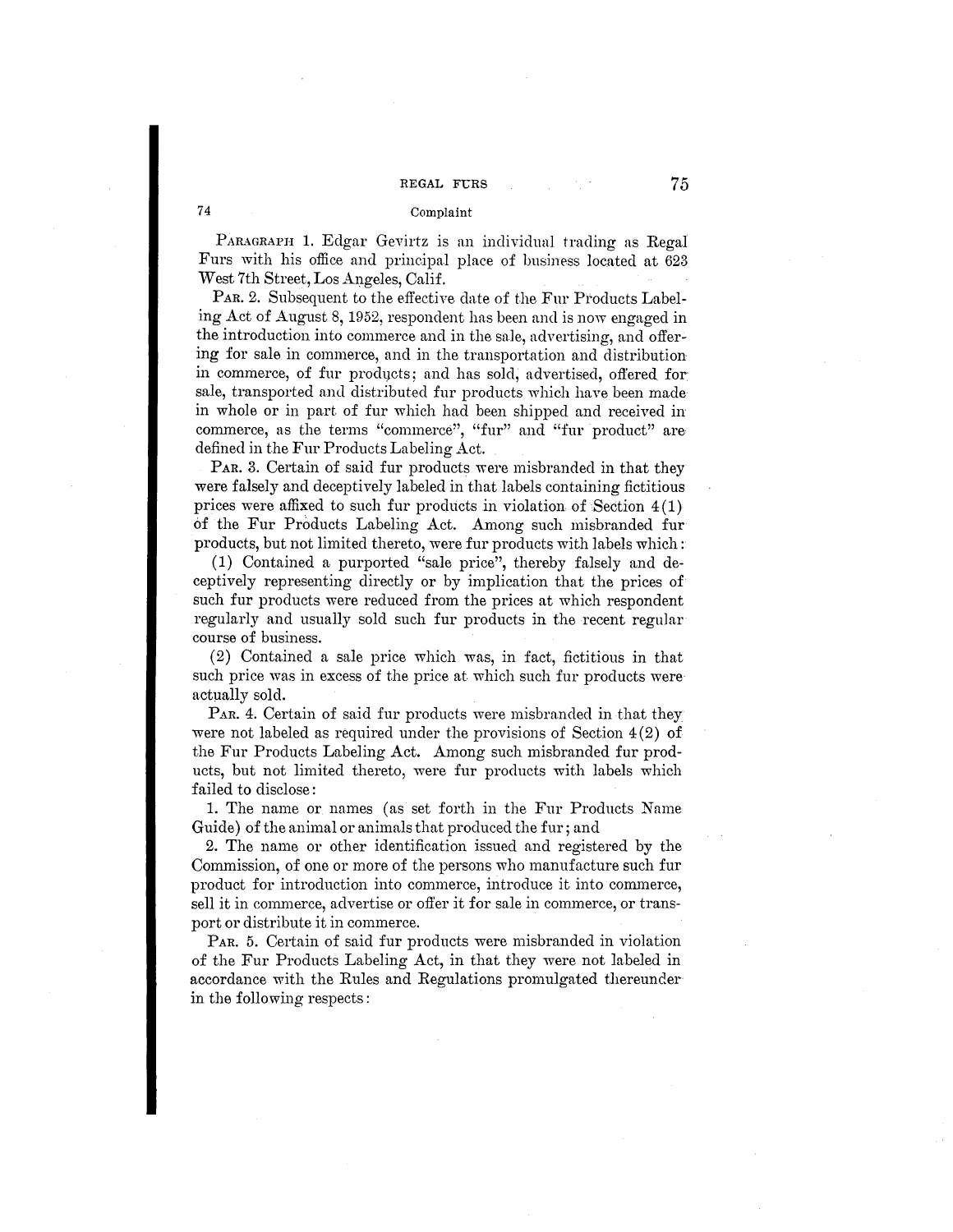PARAGRAPH 1. Edgar Gevirtz is an individual trading as Regal Furs with his office and principal place of business located at 623 West 7th Street, Los Angeles, Calif.

PAR. 2. Subsequent to the effective date of the Fur Products Labeling Act of August 8, 1952, respondent has been and is now engaged in the introduction into commerce and in the sale, advertising, and offering for sale in commerce, and in the transportation and distribution in commerce, of fur products; and has sold, advertised, offered for sale, transported and distributed fur products which have been made in whole or in part of fur which had been shipped and received in commerce, as the terms "commerce", "fur" and "fur product" are defined in the Fur Products Labeling Act.

PAR. 3. Certain of said fur products were misbranded in that they were falsely and deceptively labeled in that labels containing fictitious prices were affixed to such fur products in violation of Section 4(1) of the Fur Products Labeling Act. Among such misbranded fur products, but not limited thereto, were fur products with labels which:

(1) Contained a purported "sale price", thereby falsely and deceptively representing directly or by implication that the prices of such fur products were reduced from the prices at which respondent regularly and usually sold such fur products in the recent regular course of business.

(2) Contained a sale price which was, in fact, fictitious in that such price was in excess of the price at which such fur products were actually sold.

PAR. 4. Certain of said fur products were misbranded in that they were not labeled as required under the provisions of Section 4(2) of the Fur Products Labeling Act. Among such misbranded fur products, but not limited thereto, were fur products with labels which failed to disclose:

1. The name or names (as set forth in the Fur Products Name Guide) of the animal or animals that produced the fur; and

2. The name or other identification issued and registered by the Commission, of one or more of the persons who manufacture such fur product for introduction into commerce, introduce it into commerce, sell it in commerce, advertise or offer it for sale in commerce, or transport or distribute it in commerce.

PAR. 5. Certain of said fur products were misbranded in violation of the Fur Products Labeling Act, in that they were not labeled in accordance with the Rules and Regulations promulgated thereunder in the following respects: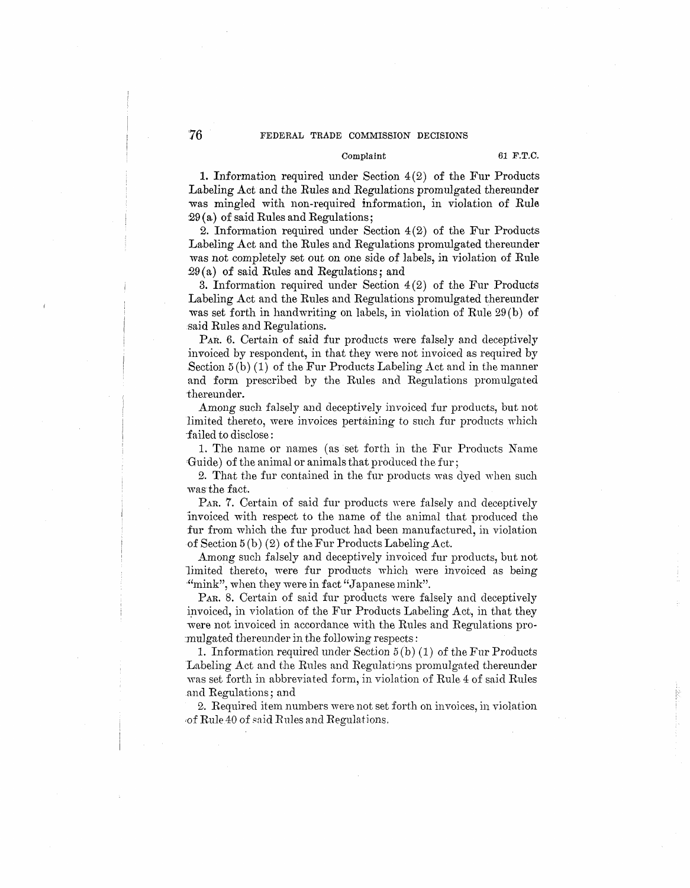1. Information required under Section 4(2) of the Fur Products Labeling Act and the Rules and Regulations promulgated thereunder was mingled with non-required information, in violation of Rule 29(a) of said Rules and Regulations;

2. Information required under Section 4(2) of the Fur Products Labeling Act and the Rules and Regulations promulgated thereunder was not completely set out on one side of labels, in violation of Rule 29(a) of said Rules and Regulations; and

3. Information required under Section 4(2) of the Fur Products Labeling Act and the Rules and Regulations promulgated thereunder was set forth in handwriting on labels, in violation of Rule 29(b) of said Rules and Regulations.

PAR. 6. Certain of said fur products were falsely and deceptively invoiced by respondent, in that they were not invoiced as required by Section 5(b)(1) of the Fur Products Labeling Act and in the manner and form prescribed by the Rules and Regulations promulgated thereunder.

Among such falsely and deceptively invoiced fur products, but not limited thereto, were invoices pertaining to such fur products which failed to disclose:

1. The name or names (as set forth in the Fur Products Name Guide) of the animal or animals that produced the fur;

2. That the fur contained in the fur products was dyed when such was the fact.

PAR. 7. Certain of said fur products were falsely and deceptively invoiced with respect to the name of the animal that produced the fur from which the fur product had been manufactured, in violation of Section 5(b)(2) of the Fur Products Labeling Act.

Among such falsely and deceptively invoiced fur products, but not limited thereto, were fur products which were invoiced as being "mink", when they were in fact "Japanese mink".

PAR. 8. Certain of said fur products were falsely and deceptively invoiced, in violation of the Fur Products Labeling Act, in that they were not invoiced in accordance with the Rules and Regulations promulgated thereunder in the following respects:

1. Information required under Section 5(b)(1) of the Fur Products Labeling Act and the Rules and Regulations promulgated thereunder was set forth in abbreviated form, in violation of Rule 4 of said Rules and Regulations; and

2. Required item numbers were not set forth on invoices, in violation of Rule 40 of said Rules and Regulations.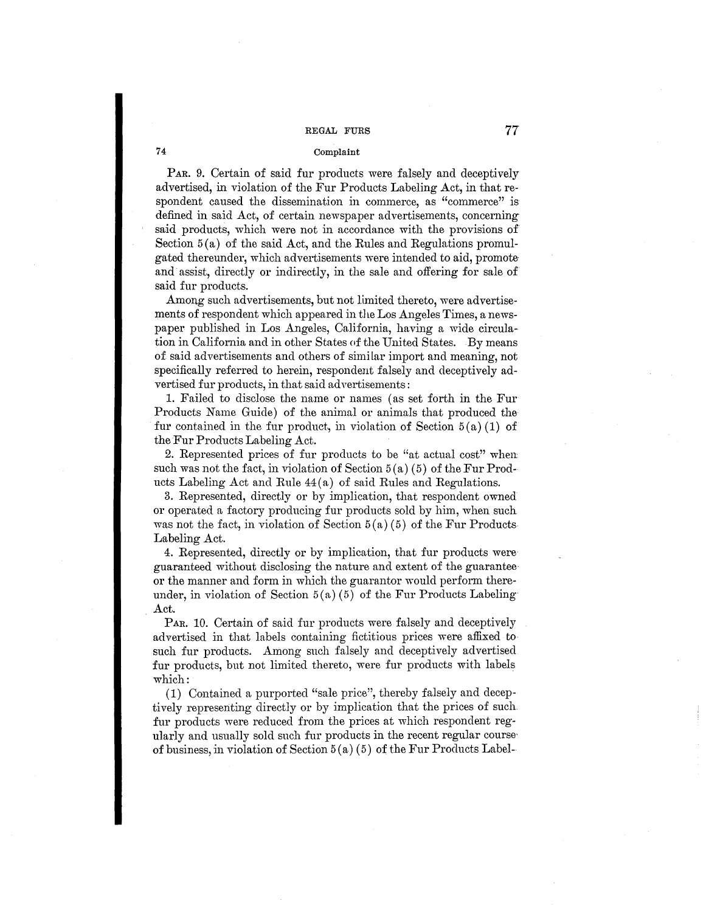PAR. 9. Certain of said fur products were falsely and deceptively advertised, in violation of the Fur Products Labeling Act, in that respondent caused the dissemination in commerce, as "commerce" is defined in said Act, of certain newspaper advertisements, concerning said products, which were not in accordance with the provisions of Section 5(a) of the said Act, and the Rules and Regulations promulgated thereunder, which advertisements were intended to aid, promote and assist, directly or indirectly, in the sale and offering for sale of said fur products.

Among such advertisements, but not limited thereto, were advertisements of respondent which appeared in the Los Angeles Times, a newspaper published in Los Angeles, California, having a wide circulation in California and in other States of the United States. By means of said advertisements and others of similar import and meaning, not specifically referred to herein, respondent falsely and deceptively advertised fur products, in that said advertisements:

1. Failed to disclose the name or names (as set forth in the Fur Products Name Guide) of the animal or animals that produced the fur contained in the fur product, in violation of Section 5(a)(1) of the Fur Products Labeling Act.

2. Represented prices of fur products to be "at actual cost" when such was not the fact, in violation of Section 5(a)(5) of the Fur Products Labeling Act and Rule 44(a) of said Rules and Regulations.

3. Represented, directly or by implication, that respondent owned or operated a factory producing fur products sold by him, when such was not the fact, in violation of Section 5(a)(5) of the Fur Products Labeling Act.

4. Represented, directly or by implication, that fur products were guaranteed without disclosing the nature and extent of the guarantee or the manner and form in which the guarantor would perform thereunder, in violation of Section 5(a)(5) of the Fur Products Labeling Act.

PAR. 10. Certain of said fur products were falsely and deceptively advertised in that labels containing fictitious prices were affixed to such fur products. Among such falsely and deceptively advertised fur products, but not limited thereto, were fur products with labels which:

(1) Contained a purported "sale price", thereby falsely and deceptively representing directly or by implication that the prices of such fur products were reduced from the prices at which respondent regularly and usually sold such fur products in the recent regular course of business, in violation of Section 5(a)(5) of the Fur Products Label-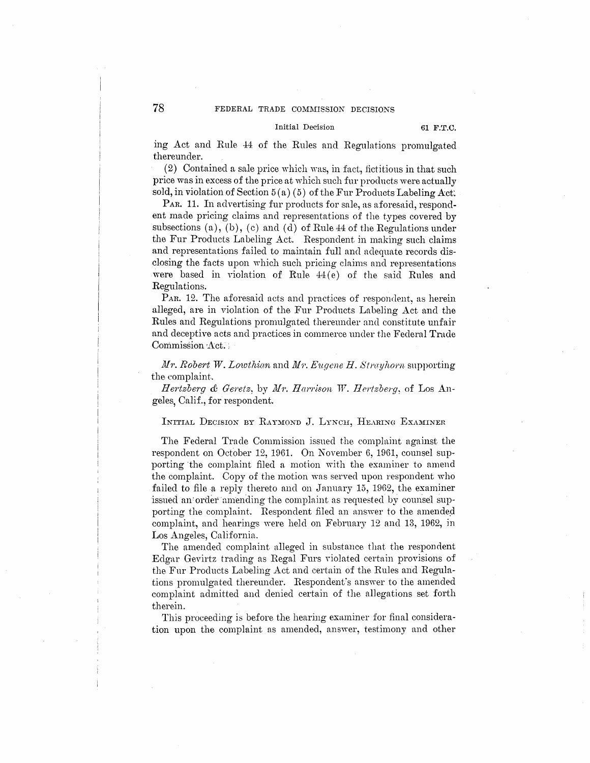ing Act and Rule 44 of the Rules and Regulations promulgated thereunder.

(2) Contained a sale price which was, in fact, fictitious in that such price was in excess of the price at which such fur products were actually sold, in violation of Section 5(a)(5) of the Fur Products Labeling Act.

PAR. 11. In advertising fur products for sale, as aforesaid, respondent made pricing claims and representations of the types covered by subsections (a), (b), (c) and (d) of Rule 44 of the Regulations under the Fur Products Labeling Act. Respondent in making such claims and representations failed to maintain full and adequate records disclosing the facts upon which such pricing claims and representations were based in violation of Rule 44(e) of the said Rules and Regulations.

PAR. 12. The aforesaid acts and practices of respondent, as herein alleged, are in violation of the Fur Products Labeling Act and the Rules and Regulations promulgated thereunder and constitute unfair and deceptive acts and practices in commerce under the Federal Trade Commission Act.

*Mr. Robert W. Lowthian* and *Mr. Eugene H. Strayhorn* supporting the complaint.

*Hertzberg & Geretz*, by *Mr. Harrison W. Hertzberg*, of Los Angeles, Calif., for respondent.

## INITIAL DECISION BY RAYMOND J. LYNCH, HEARING EXAMINER

The Federal Trade Commission issued the complaint against the respondent on October 12, 1961. On November 6, 1961, counsel supporting the complaint filed a motion with the examiner to amend the complaint. Copy of the motion was served upon respondent who failed to file a reply thereto and on January 15, 1962, the examiner issued an order amending the complaint as requested by counsel supporting the complaint. Respondent filed an answer to the amended complaint, and hearings were held on February 12 and 13, 1962, in Los Angeles, California.

The amended complaint alleged in substance that the respondent Edgar Gevirtz trading as Regal Furs violated certain provisions of the Fur Products Labeling Act and certain of the Rules and Regulations promulgated thereunder. Respondent's answer to the amended complaint admitted and denied certain of the allegations set forth therein.

This proceeding is before the hearing examiner for final consideration upon the complaint as amended, answer, testimony and other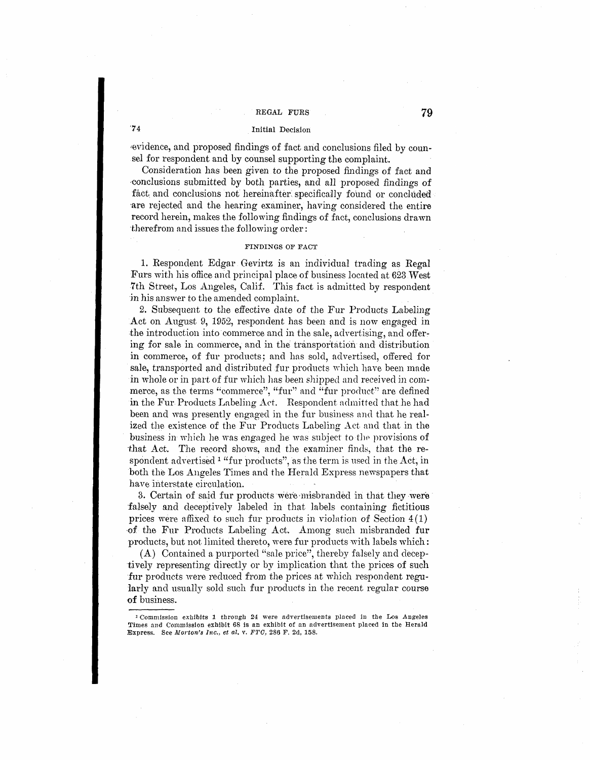evidence, and proposed findings of fact and conclusions filed by counsel for respondent and by counsel supporting the complaint.

Consideration has been given to the proposed findings of fact and conclusions submitted by both parties, and all proposed findings of fact and conclusions not hereinafter specifically found or concluded are rejected and the hearing examiner, having considered the entire record herein, makes the following findings of fact, conclusions drawn therefrom and issues the following order:

FINDINGS OF FACT

1. Respondent Edgar Gevirtz is an individual trading as Regal Furs with his office and principal place of business located at 623 West 7th Street, Los Angeles, Calif. This fact is admitted by respondent in his answer to the amended complaint.

2. Subsequent to the effective date of the Fur Products Labeling Act on August 9, 1952, respondent has been and is now engaged in the introduction into commerce and in the sale, advertising, and offering for sale in commerce, and in the transportation and distribution in commerce, of fur products; and has sold, advertised, offered for sale, transported and distributed fur products which have been made in whole or in part of fur which has been shipped and received in commerce, as the terms "commerce", "fur" and "fur product" are defined in the Fur Products Labeling Act. Respondent admitted that he had been and was presently engaged in the fur business and that he realized the existence of the Fur Products Labeling Act and that in the business in which he was engaged he was subject to the provisions of that Act. The record shows, and the examiner finds, that the respondent advertised [1] "fur products", as the term is used in the Act, in both the Los Angeles Times and the Herald Express newspapers that have interstate circulation.

3. Certain of said fur products were misbranded in that they were falsely and deceptively labeled in that labels containing fictitious prices were affixed to such fur products in violation of Section 4(1) of the Fur Products Labeling Act. Among such misbranded fur products, but not limited thereto, were fur products with labels which:

(A) Contained a purported "sale price", thereby falsely and deceptively representing directly or by implication that the prices of such fur products were reduced from the prices at which respondent regularly and usually sold such fur products in the recent regular course of business.

---

[1] Commission exhibits 1 through 24 were advertisements placed in the Los Angeles Times and Commission exhibit 68 is an exhibit of an advertisement placed in the Herald Express. See *Morton's Inc., et al.* v. *FTC*, 286 F. 2d, 158.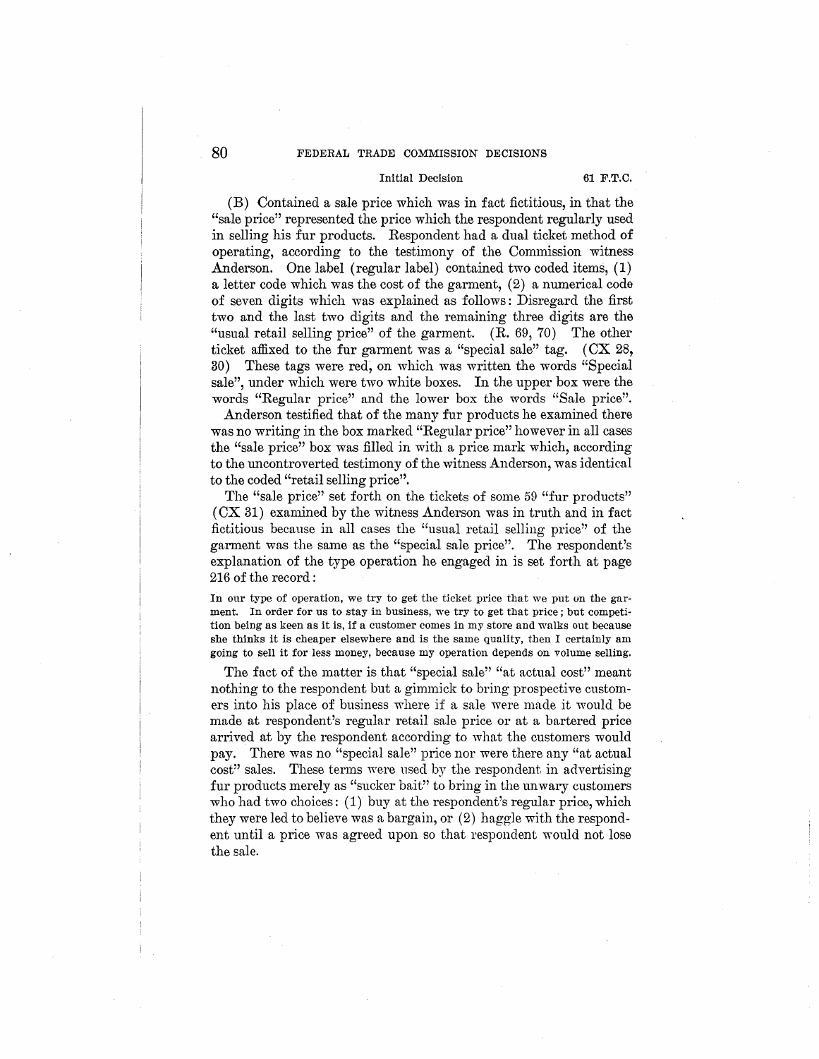(B) Contained a sale price which was in fact fictitious, in that the "sale price" represented the price which the respondent regularly used in selling his fur products. Respondent had a dual ticket method of operating, according to the testimony of the Commission witness Anderson. One label (regular label) contained two coded items, (1) a letter code which was the cost of the garment, (2) a numerical code of seven digits which was explained as follows: Disregard the first two and the last two digits and the remaining three digits are the "usual retail selling price" of the garment. (R. 69, 70) The other ticket affixed to the fur garment was a "special sale" tag. (CX 28, 30) These tags were red, on which was written the words "Special sale", under which were two white boxes. In the upper box were the words "Regular price" and the lower box the words "Sale price".

Anderson testified that of the many fur products he examined there was no writing in the box marked "Regular price" however in all cases the "sale price" box was filled in with a price mark which, according to the uncontroverted testimony of the witness Anderson, was identical to the coded "retail selling price".

The "sale price" set forth on the tickets of some 59 "fur products" (CX 31) examined by the witness Anderson was in truth and in fact fictitious because in all cases the "usual retail selling price" of the garment was the same as the "special sale price". The respondent's explanation of the type operation he engaged in is set forth at page 216 of the record:

> In our type of operation, we try to get the ticket price that we put on the garment. In order for us to stay in business, we try to get that price; but competition being as keen as it is, if a customer comes in my store and walks out because she thinks it is cheaper elsewhere and is the same quality, then I certainly am going to sell it for less money, because my operation depends on volume selling.

The fact of the matter is that "special sale" "at actual cost" meant nothing to the respondent but a gimmick to bring prospective customers into his place of business where if a sale were made it would be made at respondent's regular retail sale price or at a bartered price arrived at by the respondent according to what the customers would pay. There was no "special sale" price nor were there any "at actual cost" sales. These terms were used by the respondent in advertising fur products merely as "sucker bait" to bring in the unwary customers who had two choices: (1) buy at the respondent's regular price, which they were led to believe was a bargain, or (2) haggle with the respondent until a price was agreed upon so that respondent would not lose the sale.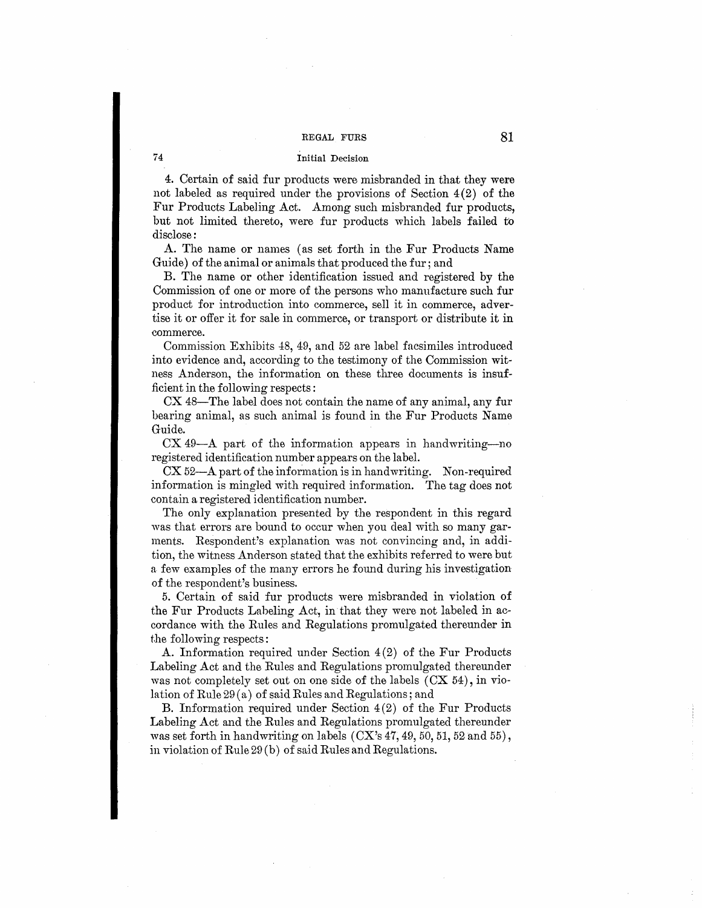4. Certain of said fur products were misbranded in that they were not labeled as required under the provisions of Section 4(2) of the Fur Products Labeling Act. Among such misbranded fur products, but not limited thereto, were fur products which labels failed to disclose:

A. The name or names (as set forth in the Fur Products Name Guide) of the animal or animals that produced the fur; and

B. The name or other identification issued and registered by the Commission of one or more of the persons who manufacture such fur product for introduction into commerce, sell it in commerce, advertise it or offer it for sale in commerce, or transport or distribute it in commerce.

Commission Exhibits 48, 49, and 52 are label facsimiles introduced into evidence and, according to the testimony of the Commission witness Anderson, the information on these three documents is insufficient in the following respects:

CX 48—The label does not contain the name of any animal, any fur bearing animal, as such animal is found in the Fur Products Name Guide.

CX 49—A part of the information appears in handwriting—no registered identification number appears on the label.

CX 52—A part of the information is in handwriting. Non-required information is mingled with required information. The tag does not contain a registered identification number.

The only explanation presented by the respondent in this regard was that errors are bound to occur when you deal with so many garments. Respondent's explanation was not convincing and, in addition, the witness Anderson stated that the exhibits referred to were but a few examples of the many errors he found during his investigation of the respondent's business.

5. Certain of said fur products were misbranded in violation of the Fur Products Labeling Act, in that they were not labeled in accordance with the Rules and Regulations promulgated thereunder in the following respects:

A. Information required under Section 4(2) of the Fur Products Labeling Act and the Rules and Regulations promulgated thereunder was not completely set out on one side of the labels (CX 54), in violation of Rule 29(a) of said Rules and Regulations; and

B. Information required under Section 4(2) of the Fur Products Labeling Act and the Rules and Regulations promulgated thereunder was set forth in handwriting on labels (CX's 47, 49, 50, 51, 52 and 55), in violation of Rule 29(b) of said Rules and Regulations.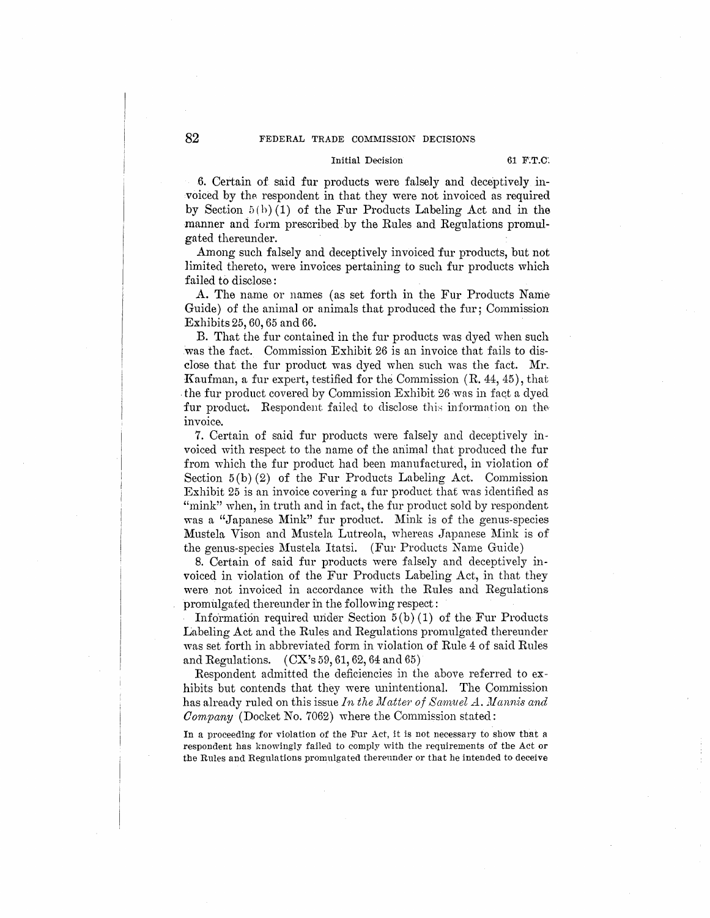6. Certain of said fur products were falsely and deceptively invoiced by the respondent in that they were not invoiced as required by Section 5(b)(1) of the Fur Products Labeling Act and in the manner and form prescribed by the Rules and Regulations promulgated thereunder.

Among such falsely and deceptively invoiced fur products, but not limited thereto, were invoices pertaining to such fur products which failed to disclose:

A. The name or names (as set forth in the Fur Products Name Guide) of the animal or animals that produced the fur; Commission Exhibits 25, 60, 65 and 66.

B. That the fur contained in the fur products was dyed when such was the fact. Commission Exhibit 26 is an invoice that fails to disclose that the fur product was dyed when such was the fact. Mr. Kaufman, a fur expert, testified for the Commission (R. 44, 45), that the fur product covered by Commission Exhibit 26 was in fact a dyed fur product. Respondent failed to disclose this information on the invoice.

7. Certain of said fur products were falsely and deceptively invoiced with respect to the name of the animal that produced the fur from which the fur product had been manufactured, in violation of Section 5(b)(2) of the Fur Products Labeling Act. Commission Exhibit 25 is an invoice covering a fur product that was identified as "mink" when, in truth and in fact, the fur product sold by respondent was a "Japanese Mink" fur product. Mink is of the genus-species Mustela Vison and Mustela Lutreola, whereas Japanese Mink is of the genus-species Mustela Itatsi. (Fur Products Name Guide)

8. Certain of said fur products were falsely and deceptively invoiced in violation of the Fur Products Labeling Act, in that they were not invoiced in accordance with the Rules and Regulations promulgated thereunder in the following respect:

Information required under Section 5(b)(1) of the Fur Products Labeling Act and the Rules and Regulations promulgated thereunder was set forth in abbreviated form in violation of Rule 4 of said Rules and Regulations. (CX's 59, 61, 62, 64 and 65)

Respondent admitted the deficiencies in the above referred to exhibits but contends that they were unintentional. The Commission has already ruled on this issue *In the Matter of Samuel A. Mannis and Company* (Docket No. 7062) where the Commission stated:

In a proceeding for violation of the Fur Act, it is not necessary to show that a respondent has knowingly failed to comply with the requirements of the Act or the Rules and Regulations promulgated thereunder or that he intended to deceive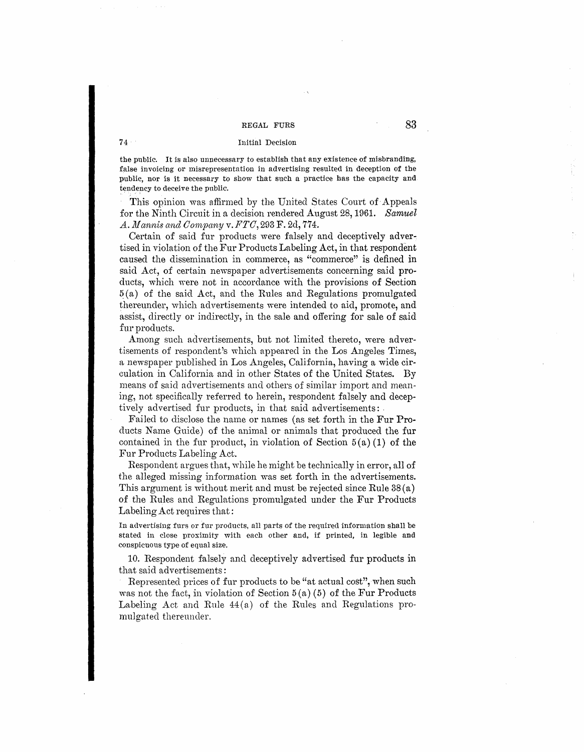the public. It is also unnecessary to establish that any existence of misbranding, false invoicing or misrepresentation in advertising resulted in deception of the public, nor is it necessary to show that such a practice has the capacity and tendency to deceive the public.

This opinion was affirmed by the United States Court of Appeals for the Ninth Circuit in a decision rendered August 28, 1961. *Samuel A. Mannis and Company* v. *FTC*, 293 F. 2d, 774.

Certain of said fur products were falsely and deceptively advertised in violation of the Fur Products Labeling Act, in that respondent caused the dissemination in commerce, as "commerce" is defined in said Act, of certain newspaper advertisements concerning said products, which were not in accordance with the provisions of Section 5(a) of the said Act, and the Rules and Regulations promulgated thereunder, which advertisements were intended to aid, promote, and assist, directly or indirectly, in the sale and offering for sale of said fur products.

Among such advertisements, but not limited thereto, were advertisements of respondent's which appeared in the Los Angeles Times, a newspaper published in Los Angeles, California, having a wide circulation in California and in other States of the United States. By means of said advertisements and others of similar import and meaning, not specifically referred to herein, respondent falsely and deceptively advertised fur products, in that said advertisements:

Failed to disclose the name or names (as set forth in the Fur Products Name Guide) of the animal or animals that produced the fur contained in the fur product, in violation of Section 5(a)(1) of the Fur Products Labeling Act.

Respondent argues that, while he might be technically in error, all of the alleged missing information was set forth in the advertisements. This argument is without merit and must be rejected since Rule 38(a) of the Rules and Regulations promulgated under the Fur Products Labeling Act requires that:

In advertising furs or fur products, all parts of the required information shall be stated in close proximity with each other and, if printed, in legible and conspicuous type of equal size.

10. Respondent falsely and deceptively advertised fur products in that said advertisements:

Represented prices of fur products to be "at actual cost", when such was not the fact, in violation of Section 5(a)(5) of the Fur Products Labeling Act and Rule 44(a) of the Rules and Regulations promulgated thereunder.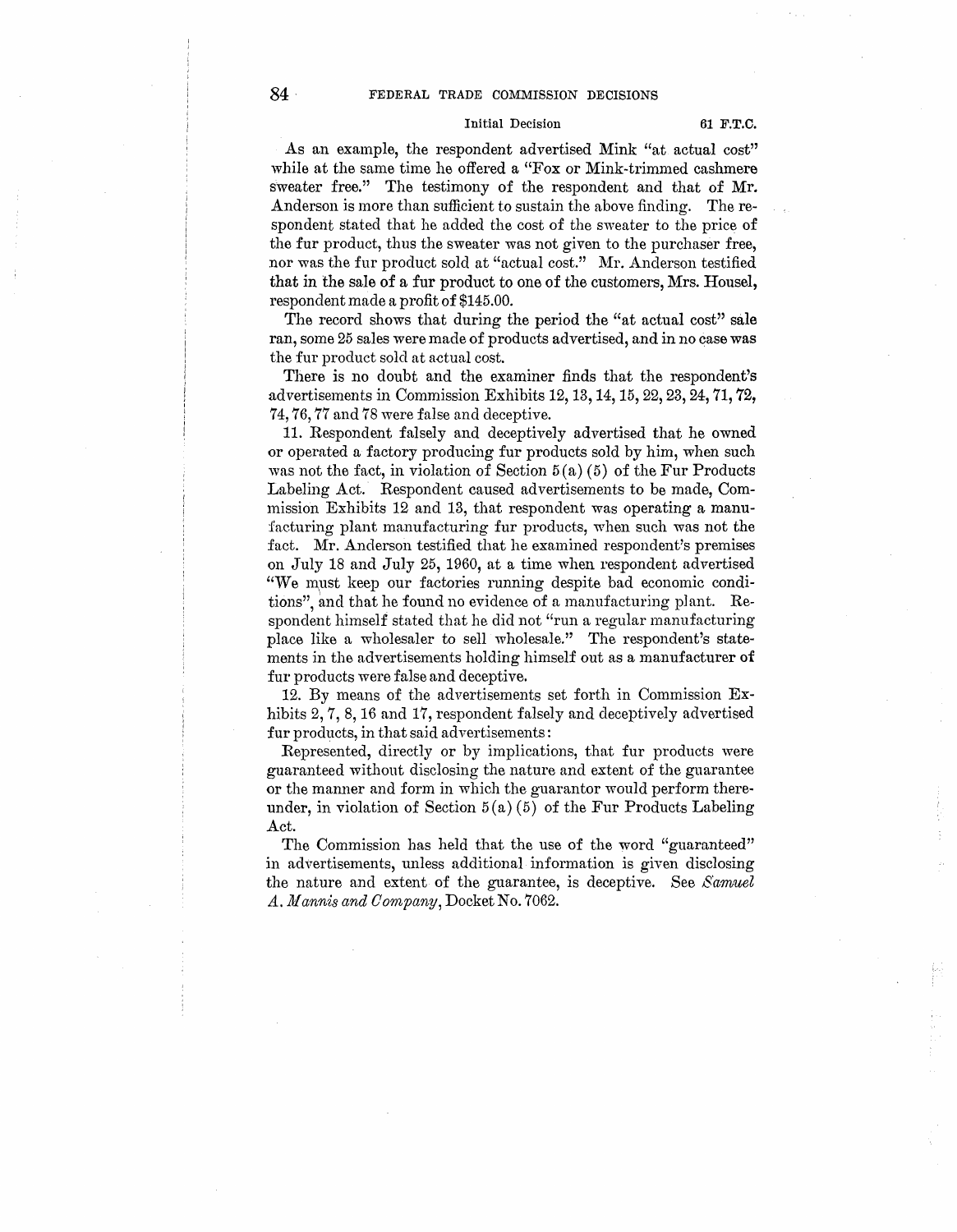As an example, the respondent advertised Mink "at actual cost" while at the same time he offered a "Fox or Mink-trimmed cashmere sweater free." The testimony of the respondent and that of Mr. Anderson is more than sufficient to sustain the above finding. The respondent stated that he added the cost of the sweater to the price of the fur product, thus the sweater was not given to the purchaser free, nor was the fur product sold at "actual cost." Mr. Anderson testified that in the sale of a fur product to one of the customers, Mrs. Housel, respondent made a profit of $145.00.

The record shows that during the period the "at actual cost" sale ran, some 25 sales were made of products advertised, and in no case was the fur product sold at actual cost.

There is no doubt and the examiner finds that the respondent's advertisements in Commission Exhibits 12, 13, 14, 15, 22, 23, 24, 71, 72, 74, 76, 77 and 78 were false and deceptive.

11. Respondent falsely and deceptively advertised that he owned or operated a factory producing fur products sold by him, when such was not the fact, in violation of Section 5(a) (5) of the Fur Products Labeling Act. Respondent caused advertisements to be made, Commission Exhibits 12 and 13, that respondent was operating a manufacturing plant manufacturing fur products, when such was not the fact. Mr. Anderson testified that he examined respondent's premises on July 18 and July 25, 1960, at a time when respondent advertised "We must keep our factories running despite bad economic conditions", and that he found no evidence of a manufacturing plant. Respondent himself stated that he did not "run a regular manufacturing place like a wholesaler to sell wholesale." The respondent's statements in the advertisements holding himself out as a manufacturer of fur products were false and deceptive.

12. By means of the advertisements set forth in Commission Exhibits 2, 7, 8, 16 and 17, respondent falsely and deceptively advertised fur products, in that said advertisements:

Represented, directly or by implications, that fur products were guaranteed without disclosing the nature and extent of the guarantee or the manner and form in which the guarantor would perform thereunder, in violation of Section 5(a) (5) of the Fur Products Labeling Act.

The Commission has held that the use of the word "guaranteed" in advertisements, unless additional information is given disclosing the nature and extent of the guarantee, is deceptive. See *Samuel A. Mannis and Company*, Docket No. 7062.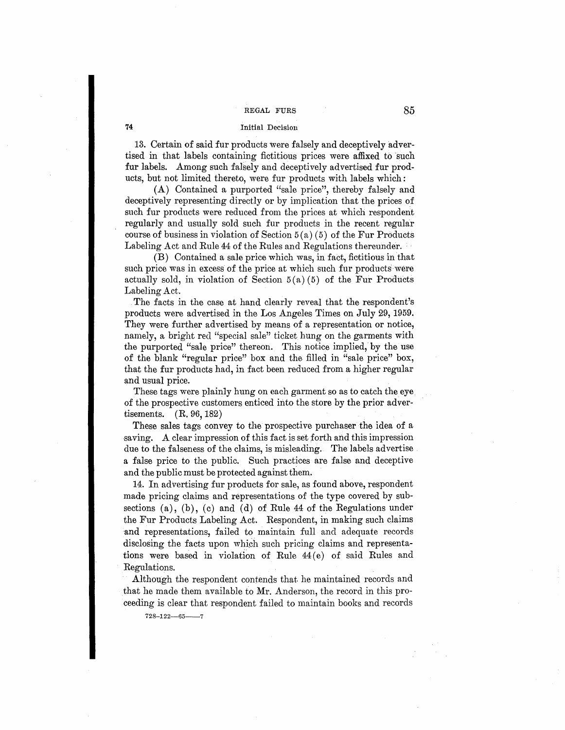13. Certain of said fur products were falsely and deceptively advertised in that labels containing fictitious prices were affixed to such fur labels. Among such falsely and deceptively advertised fur products, but not limited thereto, were fur products with labels which:

(A) Contained a purported "sale price", thereby falsely and deceptively representing directly or by implication that the prices of such fur products were reduced from the prices at which respondent regularly and usually sold such fur products in the recent regular course of business in violation of Section 5(a)(5) of the Fur Products Labeling Act and Rule 44 of the Rules and Regulations thereunder.

(B) Contained a sale price which was, in fact, fictitious in that such price was in excess of the price at which such fur products were actually sold, in violation of Section 5(a)(5) of the Fur Products Labeling Act.

The facts in the case at hand clearly reveal that the respondent's products were advertised in the Los Angeles Times on July 29, 1959. They were further advertised by means of a representation or notice, namely, a bright red "special sale" ticket hung on the garments with the purported "sale price" thereon. This notice implied, by the use of the blank "regular price" box and the filled in "sale price" box, that the fur products had, in fact been reduced from a higher regular and usual price.

These tags were plainly hung on each garment so as to catch the eye of the prospective customers enticed into the store by the prior advertisements. (R. 96, 182)

These sales tags convey to the prospective purchaser the idea of a saving. A clear impression of this fact is set forth and this impression due to the falseness of the claims, is misleading. The labels advertise a false price to the public. Such practices are false and deceptive and the public must be protected against them.

14. In advertising fur products for sale, as found above, respondent made pricing claims and representations of the type covered by subsections (a), (b), (c) and (d) of Rule 44 of the Regulations under the Fur Products Labeling Act. Respondent, in making such claims and representations, failed to maintain full and adequate records disclosing the facts upon which such pricing claims and representations were based in violation of Rule 44(e) of said Rules and Regulations.

Although the respondent contends that he maintained records and that he made them available to Mr. Anderson, the record in this proceeding is clear that respondent failed to maintain books and records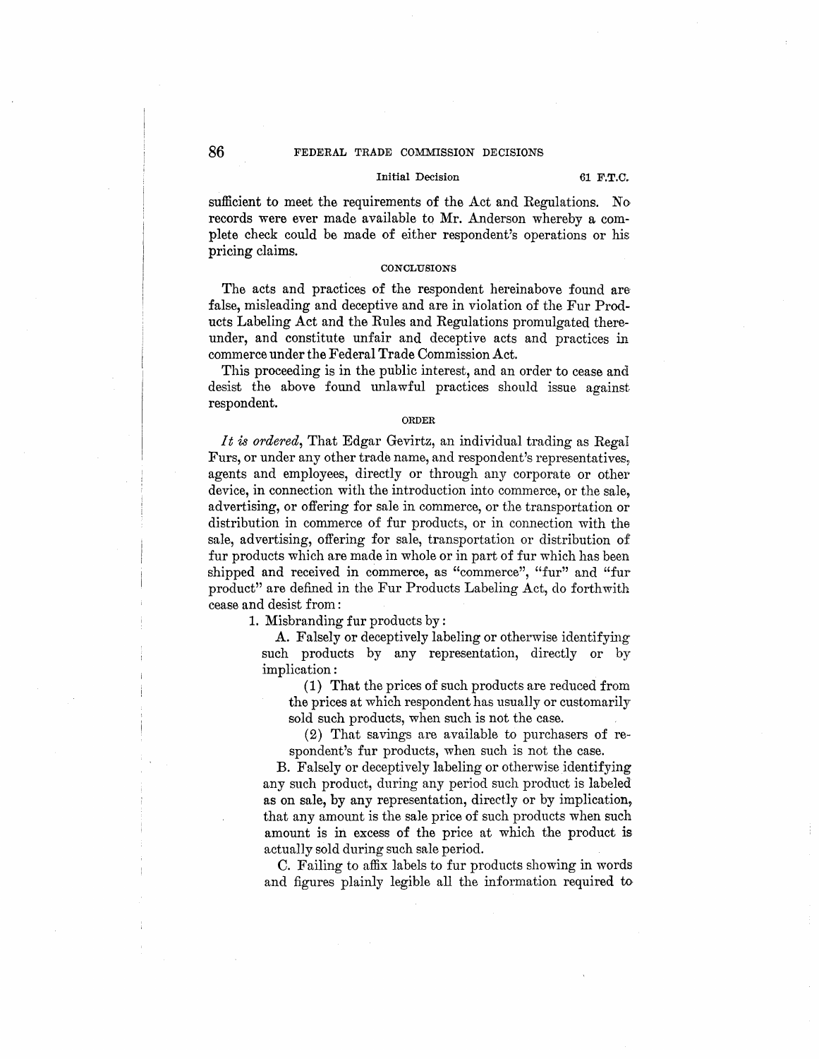sufficient to meet the requirements of the Act and Regulations. No records were ever made available to Mr. Anderson whereby a complete check could be made of either respondent's operations or his pricing claims.

## CONCLUSIONS

The acts and practices of the respondent hereinabove found are false, misleading and deceptive and are in violation of the Fur Products Labeling Act and the Rules and Regulations promulgated thereunder, and constitute unfair and deceptive acts and practices in commerce under the Federal Trade Commission Act.

This proceeding is in the public interest, and an order to cease and desist the above found unlawful practices should issue against respondent.

## ORDER

*It is ordered*, That Edgar Gevirtz, an individual trading as Regal Furs, or under any other trade name, and respondent's representatives, agents and employees, directly or through any corporate or other device, in connection with the introduction into commerce, or the sale, advertising, or offering for sale in commerce, or the transportation or distribution in commerce of fur products, or in connection with the sale, advertising, offering for sale, transportation or distribution of fur products which are made in whole or in part of fur which has been shipped and received in commerce, as "commerce", "fur" and "fur product" are defined in the Fur Products Labeling Act, do forthwith cease and desist from:

1. Misbranding fur products by:

   A. Falsely or deceptively labeling or otherwise identifying such products by any representation, directly or by implication:

      (1) That the prices of such products are reduced from the prices at which respondent has usually or customarily sold such products, when such is not the case.

      (2) That savings are available to purchasers of respondent's fur products, when such is not the case.

   B. Falsely or deceptively labeling or otherwise identifying any such product, during any period such product is labeled as on sale, by any representation, directly or by implication, that any amount is the sale price of such products when such amount is in excess of the price at which the product is actually sold during such sale period.

   C. Failing to affix labels to fur products showing in words and figures plainly legible all the information required to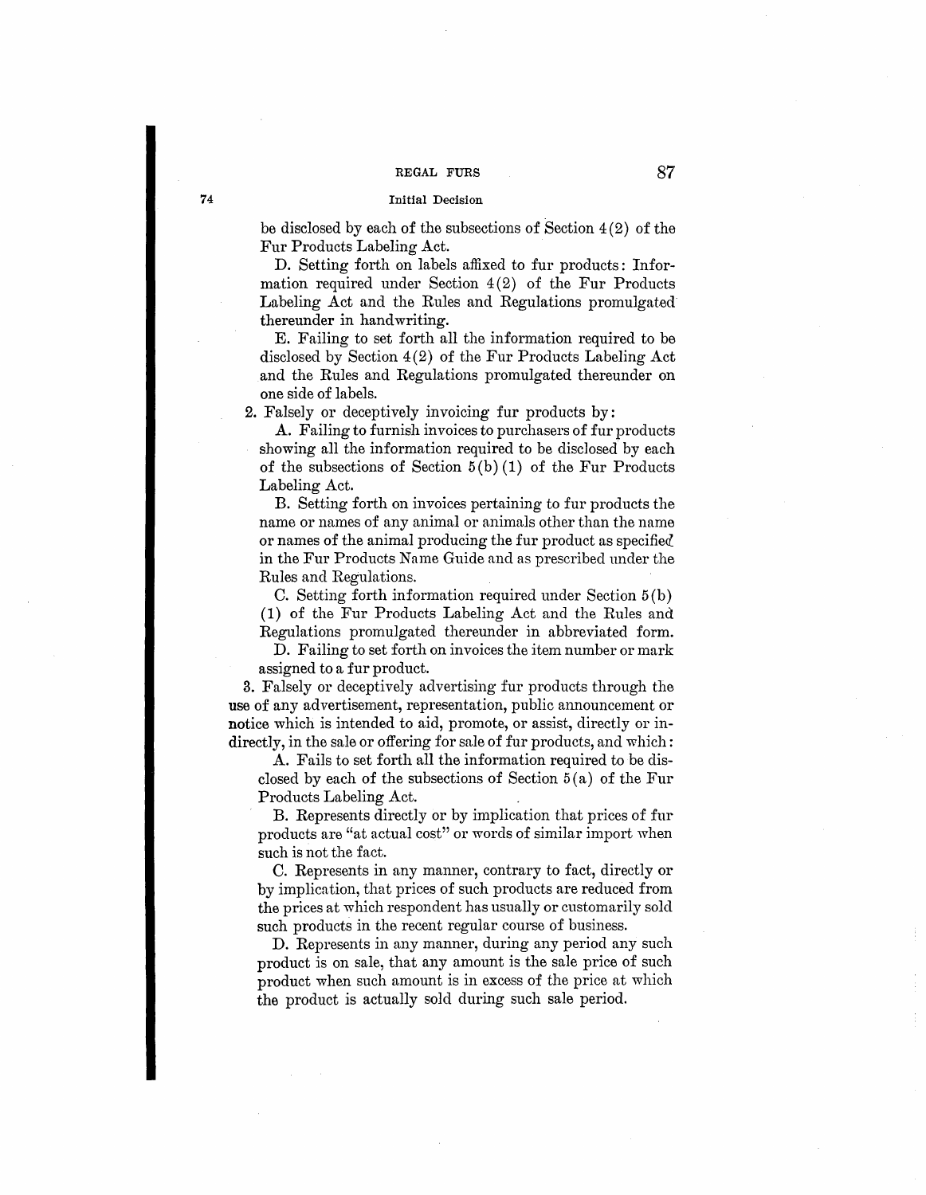be disclosed by each of the subsections of Section 4(2) of the Fur Products Labeling Act.

D. Setting forth on labels affixed to fur products: Information required under Section 4(2) of the Fur Products Labeling Act and the Rules and Regulations promulgated thereunder in handwriting.

E. Failing to set forth all the information required to be disclosed by Section 4(2) of the Fur Products Labeling Act and the Rules and Regulations promulgated thereunder on one side of labels.

2. Falsely or deceptively invoicing fur products by:

A. Failing to furnish invoices to purchasers of fur products showing all the information required to be disclosed by each of the subsections of Section 5(b)(1) of the Fur Products Labeling Act.

B. Setting forth on invoices pertaining to fur products the name or names of any animal or animals other than the name or names of the animal producing the fur product as specified in the Fur Products Name Guide and as prescribed under the Rules and Regulations.

C. Setting forth information required under Section 5(b) (1) of the Fur Products Labeling Act and the Rules and Regulations promulgated thereunder in abbreviated form.

D. Failing to set forth on invoices the item number or mark assigned to a fur product.

3. Falsely or deceptively advertising fur products through the use of any advertisement, representation, public announcement or notice which is intended to aid, promote, or assist, directly or indirectly, in the sale or offering for sale of fur products, and which:

A. Fails to set forth all the information required to be disclosed by each of the subsections of Section 5(a) of the Fur Products Labeling Act.

B. Represents directly or by implication that prices of fur products are "at actual cost" or words of similar import when such is not the fact.

C. Represents in any manner, contrary to fact, directly or by implication, that prices of such products are reduced from the prices at which respondent has usually or customarily sold such products in the recent regular course of business.

D. Represents in any manner, during any period any such product is on sale, that any amount is the sale price of such product when such amount is in excess of the price at which the product is actually sold during such sale period.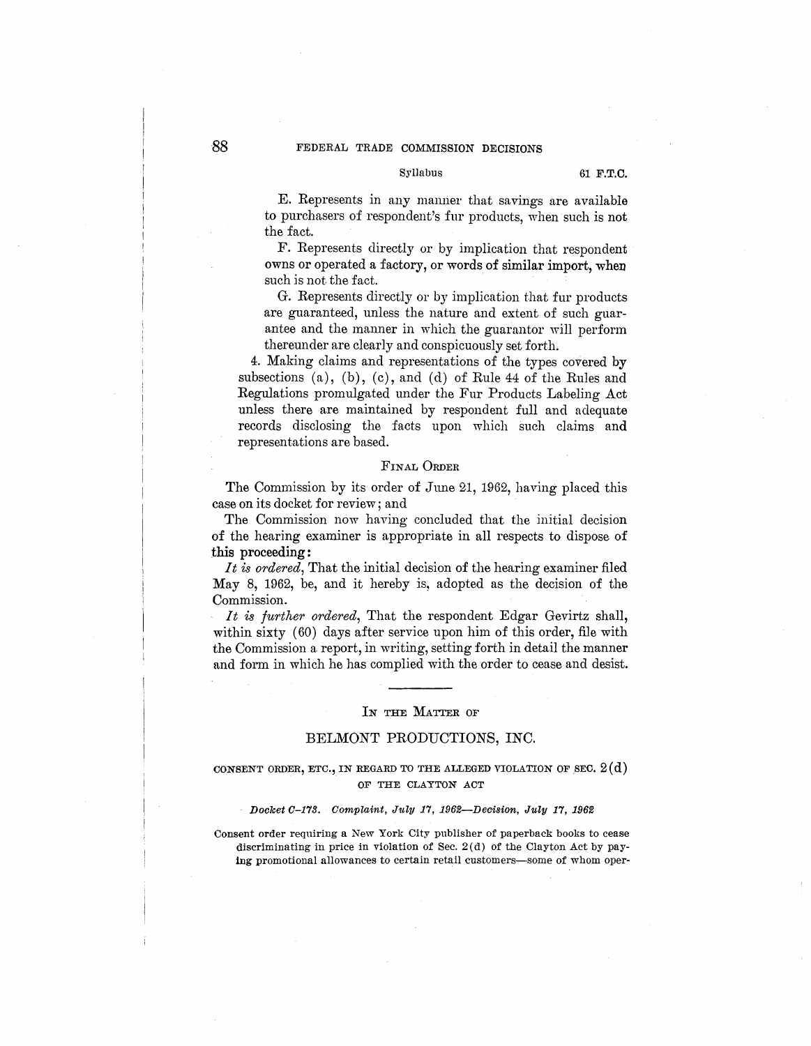E. Represents in any manner that savings are available to purchasers of respondent's fur products, when such is not the fact.

F. Represents directly or by implication that respondent owns or operated a factory, or words of similar import, when such is not the fact.

G. Represents directly or by implication that fur products are guaranteed, unless the nature and extent of such guarantee and the manner in which the guarantor will perform thereunder are clearly and conspicuously set forth.

4. Making claims and representations of the types covered by subsections (a), (b), (c), and (d) of Rule 44 of the Rules and Regulations promulgated under the Fur Products Labeling Act unless there are maintained by respondent full and adequate records disclosing the facts upon which such claims and representations are based.

## FINAL ORDER

The Commission by its order of June 21, 1962, having placed this case on its docket for review; and

The Commission now having concluded that the initial decision of the hearing examiner is appropriate in all respects to dispose of this proceeding:

*It is ordered*, That the initial decision of the hearing examiner filed May 8, 1962, be, and it hereby is, adopted as the decision of the Commission.

*It is further ordered*, That the respondent Edgar Gevirtz shall, within sixty (60) days after service upon him of this order, file with the Commission a report, in writing, setting forth in detail the manner and form in which he has complied with the order to cease and desist.

---

## IN THE MATTER OF

## BELMONT PRODUCTIONS, INC.

### CONSENT ORDER, ETC., IN REGARD TO THE ALLEGED VIOLATION OF SEC. 2(d) OF THE CLAYTON ACT

*Docket C-173. Complaint, July 17, 1962—Decision, July 17, 1962*

Consent order requiring a New York City publisher of paperback books to cease discriminating in price in violation of Sec. 2(d) of the Clayton Act by paying promotional allowances to certain retail customers—some of whom oper-